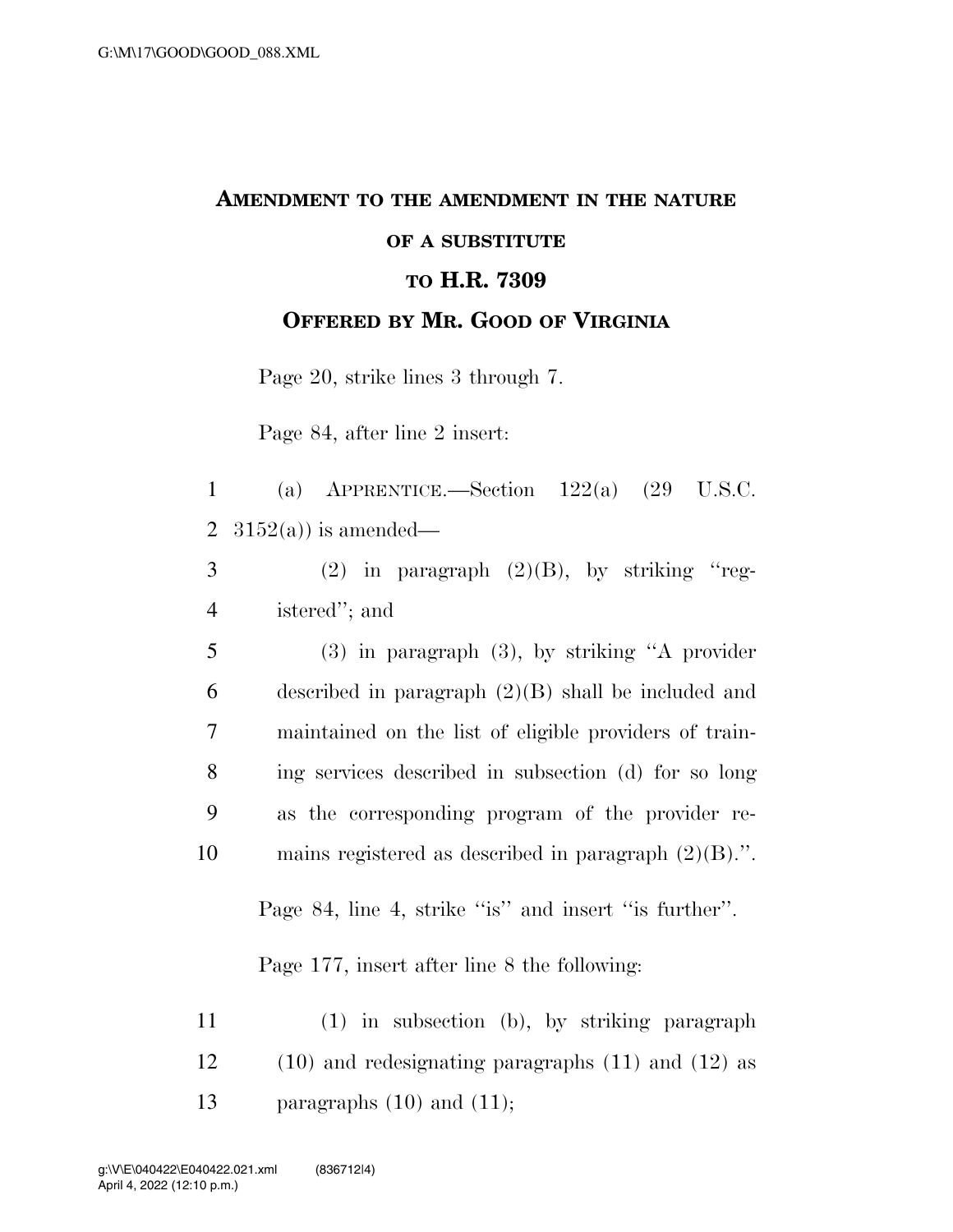# AMENDMENT TO THE AMENDMENT IN THE NATURE OF A SUBSTITUTE

## TO H.R. 7309

## OFFERED BY MR. GOOD OF VIRGINIA

Page 20, strike lines 3 through 7.

Page 84, after line 2 insert:

1 (a) APPRENTICE.—Section 122(a) (29 U.S.C.
2 3152(a)) is amended—

3 (2) in paragraph (2)(B), by striking ''reg-
4 istered''; and

5 (3) in paragraph (3), by striking ''A provider
6 described in paragraph (2)(B) shall be included and
7 maintained on the list of eligible providers of train-
8 ing services described in subsection (d) for so long
9 as the corresponding program of the provider re-
10 mains registered as described in paragraph (2)(B).''.

Page 84, line 4, strike ''is'' and insert ''is further''.

Page 177, insert after line 8 the following:

11 (1) in subsection (b), by striking paragraph
12 (10) and redesignating paragraphs (11) and (12) as
13 paragraphs (10) and (11);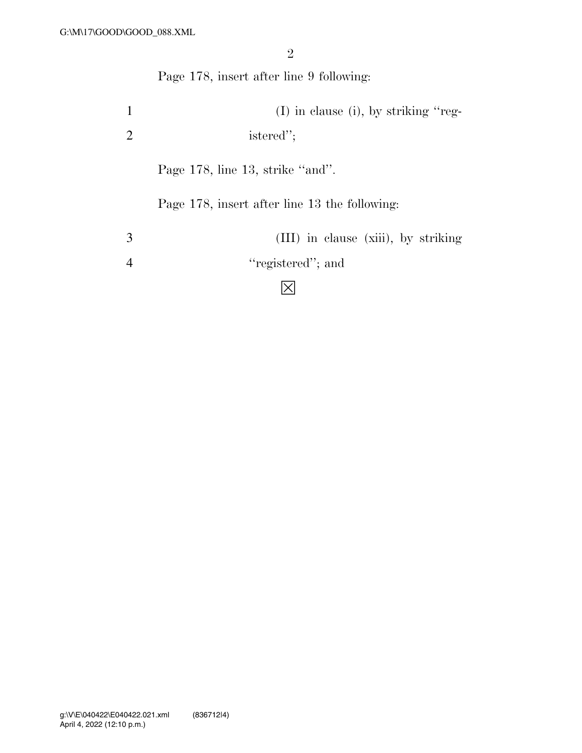Page 178, insert after line 9 following:

(I) in clause (i), by striking "registered";

Page 178, line 13, strike "and".

Page 178, insert after line 13 the following:

(III) in clause (xiii), by striking "registered"; and

☒